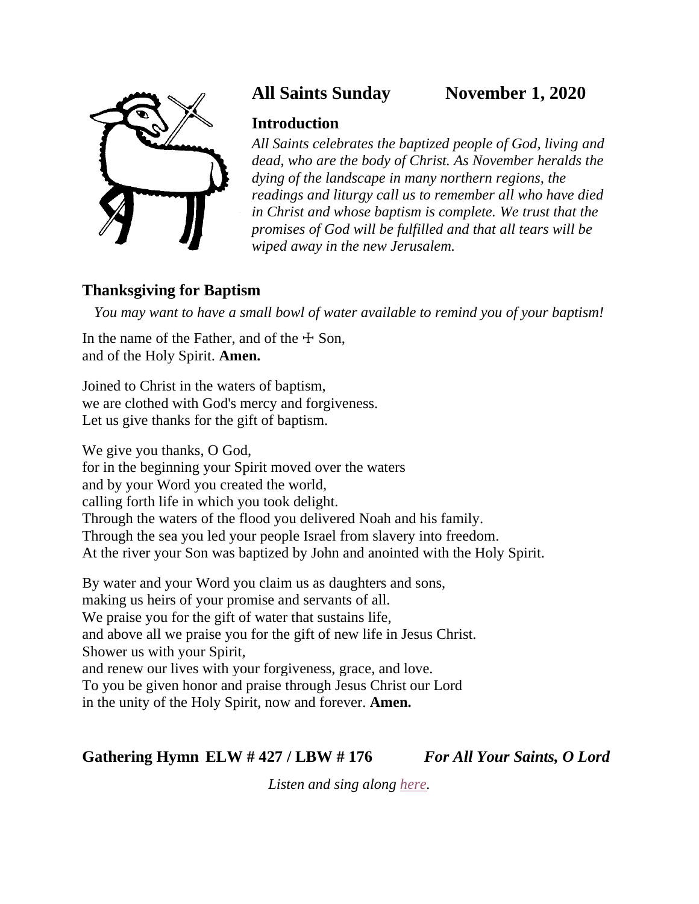## All Saints Sunday November 1, 2020

### Introduction

*All Saints celebrates the baptized people of God, living and dead, who are the body of Christ. As November heralds the dying of the landscape in many northern regions, the readings and liturgy call us to remember all who have died in Christ and whose baptism is complete. We trust that the promises of God will be fulfilled and that all tears will be wiped away in the new Jerusalem.*

### Thanksgiving for Baptism

*You may want to have a small bowl of water available to remind you of your baptism!*

In the name of the Father, and of the ☩ Son,
and of the Holy Spirit. **Amen.**

Joined to Christ in the waters of baptism,
we are clothed with God's mercy and forgiveness.
Let us give thanks for the gift of baptism.

We give you thanks, O God,
for in the beginning your Spirit moved over the waters
and by your Word you created the world,
calling forth life in which you took delight.
Through the waters of the flood you delivered Noah and his family.
Through the sea you led your people Israel from slavery into freedom.
At the river your Son was baptized by John and anointed with the Holy Spirit.

By water and your Word you claim us as daughters and sons,
making us heirs of your promise and servants of all.
We praise you for the gift of water that sustains life,
and above all we praise you for the gift of new life in Jesus Christ.
Shower us with your Spirit,
and renew our lives with your forgiveness, grace, and love.
To you be given honor and praise through Jesus Christ our Lord
in the unity of the Holy Spirit, now and forever. **Amen.**

**Gathering Hymn ELW # 427 / LBW # 176** ***For All Your Saints, O Lord***

*Listen and sing along here.*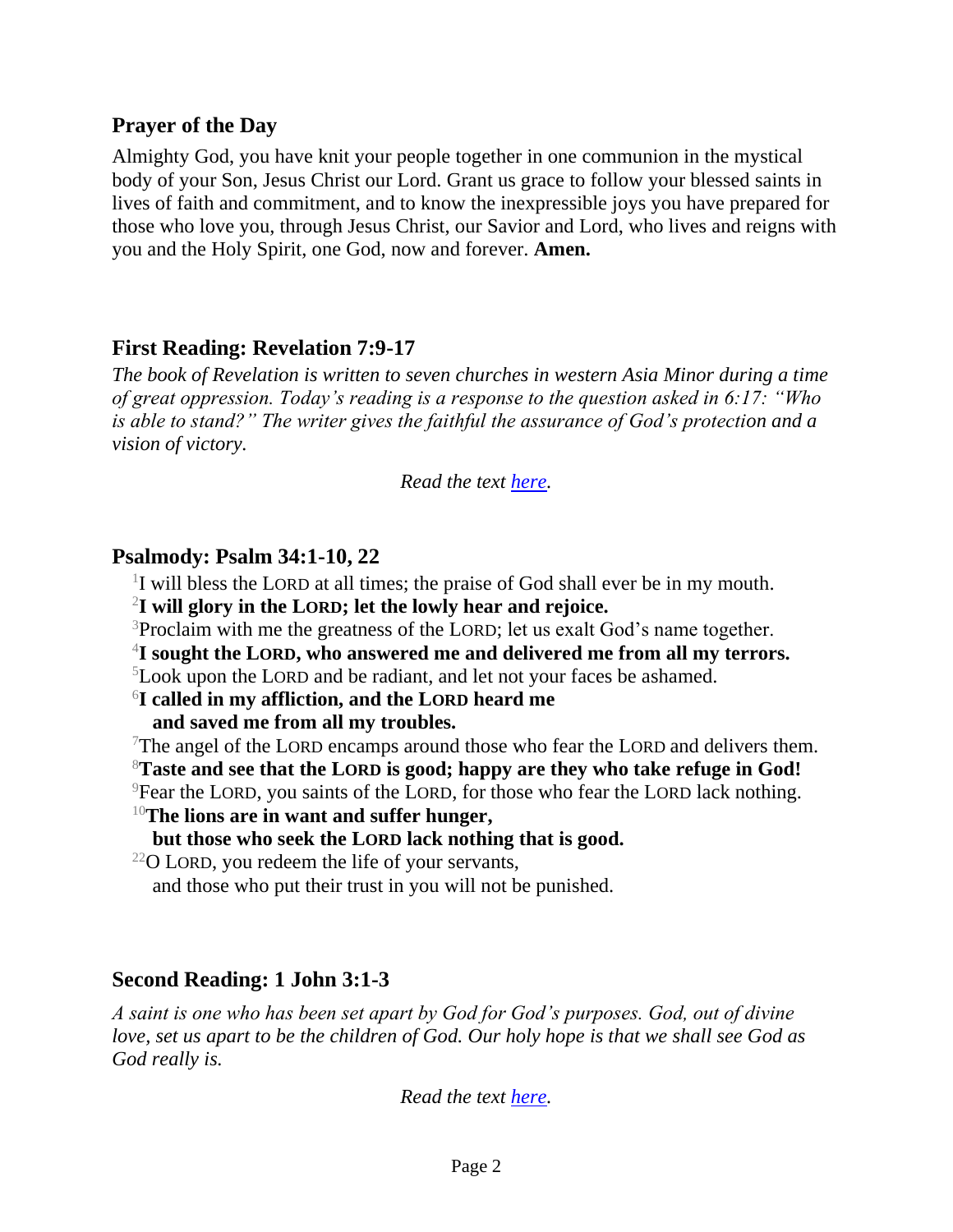## Prayer of the Day

Almighty God, you have knit your people together in one communion in the mystical body of your Son, Jesus Christ our Lord. Grant us grace to follow your blessed saints in lives of faith and commitment, and to know the inexpressible joys you have prepared for those who love you, through Jesus Christ, our Savior and Lord, who lives and reigns with you and the Holy Spirit, one God, now and forever. **Amen.**

## First Reading: Revelation 7:9-17

*The book of Revelation is written to seven churches in western Asia Minor during a time of great oppression. Today's reading is a response to the question asked in 6:17: "Who is able to stand?" The writer gives the faithful the assurance of God's protection and a vision of victory.*

*Read the text here.*

## Psalmody: Psalm 34:1-10, 22

[1]I will bless the LORD at all times; the praise of God shall ever be in my mouth.
**[2]I will glory in the LORD; let the lowly hear and rejoice.**
[3]Proclaim with me the greatness of the LORD; let us exalt God's name together.
**[4]I sought the LORD, who answered me and delivered me from all my terrors.**
[5]Look upon the LORD and be radiant, and let not your faces be ashamed.
**[6]I called in my affliction, and the LORD heard me
and saved me from all my troubles.**
[7]The angel of the LORD encamps around those who fear the LORD and delivers them.
**[8]Taste and see that the LORD is good; happy are they who take refuge in God!**
[9]Fear the LORD, you saints of the LORD, for those who fear the LORD lack nothing.
**[10]The lions are in want and suffer hunger,
but those who seek the LORD lack nothing that is good.**
[22]O LORD, you redeem the life of your servants,
and those who put their trust in you will not be punished.

## Second Reading: 1 John 3:1-3

*A saint is one who has been set apart by God for God's purposes. God, out of divine love, set us apart to be the children of God. Our holy hope is that we shall see God as God really is.*

*Read the text here.*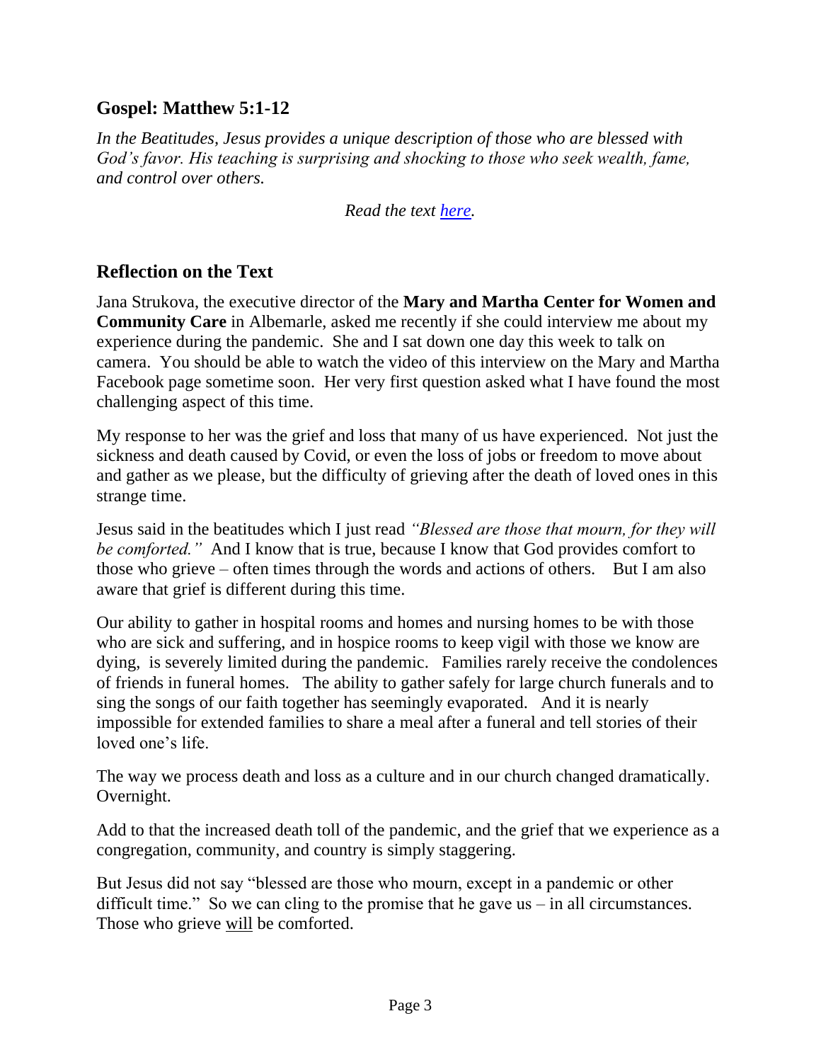## Gospel: Matthew 5:1-12

*In the Beatitudes, Jesus provides a unique description of those who are blessed with God's favor. His teaching is surprising and shocking to those who seek wealth, fame, and control over others.*

*Read the text [here](here).*

## Reflection on the Text

Jana Strukova, the executive director of the **Mary and Martha Center for Women and Community Care** in Albemarle, asked me recently if she could interview me about my experience during the pandemic. She and I sat down one day this week to talk on camera. You should be able to watch the video of this interview on the Mary and Martha Facebook page sometime soon. Her very first question asked what I have found the most challenging aspect of this time.

My response to her was the grief and loss that many of us have experienced. Not just the sickness and death caused by Covid, or even the loss of jobs or freedom to move about and gather as we please, but the difficulty of grieving after the death of loved ones in this strange time.

Jesus said in the beatitudes which I just read *"Blessed are those that mourn, for they will be comforted."* And I know that is true, because I know that God provides comfort to those who grieve – often times through the words and actions of others. But I am also aware that grief is different during this time.

Our ability to gather in hospital rooms and homes and nursing homes to be with those who are sick and suffering, and in hospice rooms to keep vigil with those we know are dying, is severely limited during the pandemic. Families rarely receive the condolences of friends in funeral homes. The ability to gather safely for large church funerals and to sing the songs of our faith together has seemingly evaporated. And it is nearly impossible for extended families to share a meal after a funeral and tell stories of their loved one's life.

The way we process death and loss as a culture and in our church changed dramatically. Overnight.

Add to that the increased death toll of the pandemic, and the grief that we experience as a congregation, community, and country is simply staggering.

But Jesus did not say "blessed are those who mourn, except in a pandemic or other difficult time." So we can cling to the promise that he gave us – in all circumstances. Those who grieve <u>will</u> be comforted.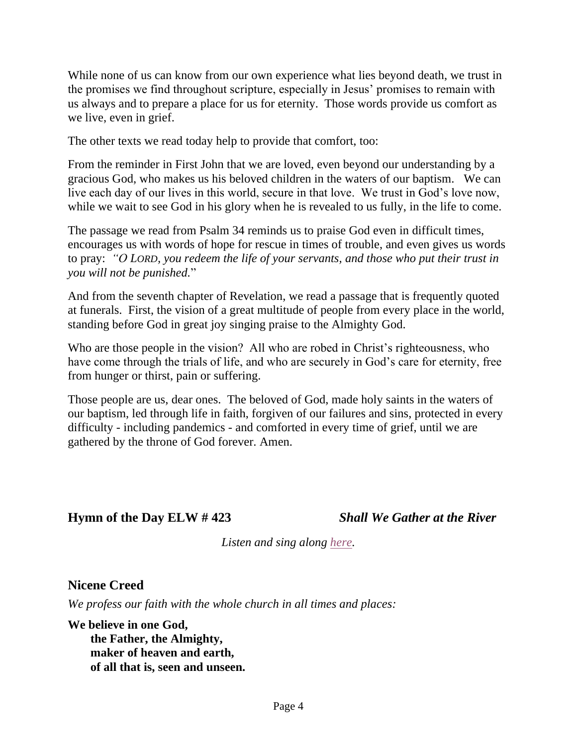While none of us can know from our own experience what lies beyond death, we trust in the promises we find throughout scripture, especially in Jesus' promises to remain with us always and to prepare a place for us for eternity. Those words provide us comfort as we live, even in grief.

The other texts we read today help to provide that comfort, too:

From the reminder in First John that we are loved, even beyond our understanding by a gracious God, who makes us his beloved children in the waters of our baptism. We can live each day of our lives in this world, secure in that love. We trust in God's love now, while we wait to see God in his glory when he is revealed to us fully, in the life to come.

The passage we read from Psalm 34 reminds us to praise God even in difficult times, encourages us with words of hope for rescue in times of trouble, and even gives us words to pray: *"O LORD, you redeem the life of your servants, and those who put their trust in you will not be punished.*"

And from the seventh chapter of Revelation, we read a passage that is frequently quoted at funerals. First, the vision of a great multitude of people from every place in the world, standing before God in great joy singing praise to the Almighty God.

Who are those people in the vision? All who are robed in Christ's righteousness, who have come through the trials of life, and who are securely in God's care for eternity, free from hunger or thirst, pain or suffering.

Those people are us, dear ones. The beloved of God, made holy saints in the waters of our baptism, led through life in faith, forgiven of our failures and sins, protected in every difficulty - including pandemics - and comforted in every time of grief, until we are gathered by the throne of God forever. Amen.

## Hymn of the Day ELW # 423 — *Shall We Gather at the River*

*Listen and sing along here.*

## Nicene Creed

*We profess our faith with the whole church in all times and places:*

**We believe in one God,**
**the Father, the Almighty,**
**maker of heaven and earth,**
**of all that is, seen and unseen.**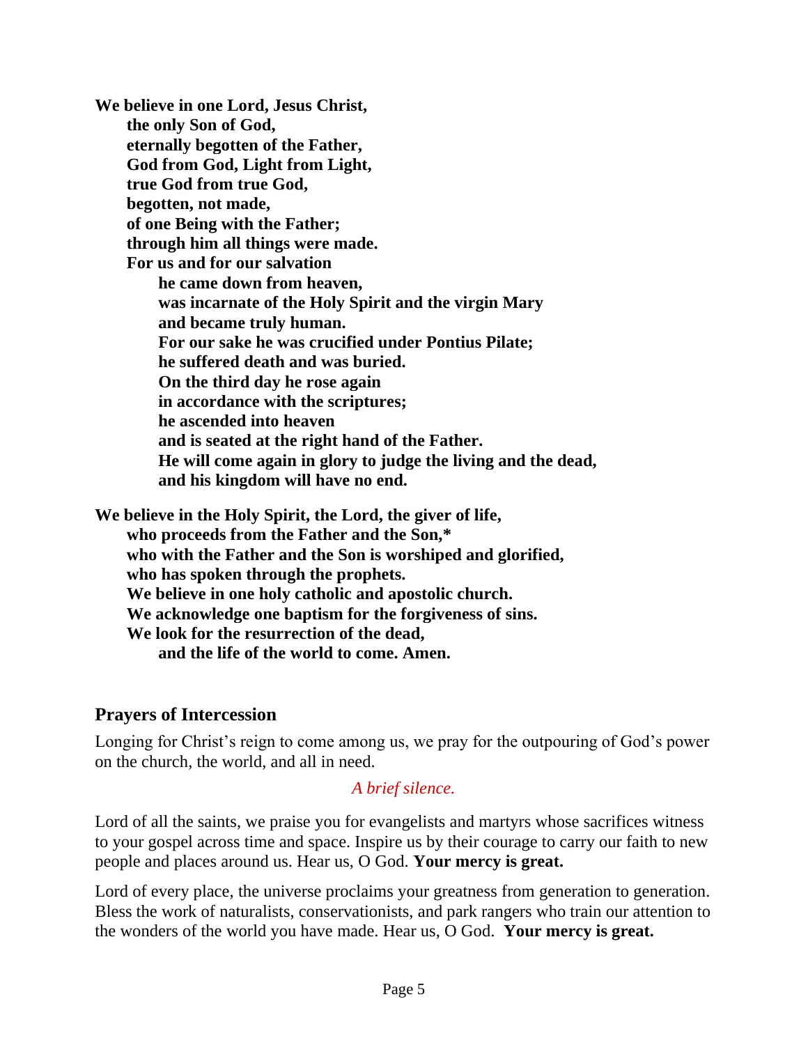**We believe in one Lord, Jesus Christ,**
**the only Son of God,**
**eternally begotten of the Father,**
**God from God, Light from Light,**
**true God from true God,**
**begotten, not made,**
**of one Being with the Father;**
**through him all things were made.**
**For us and for our salvation**
**he came down from heaven,**
**was incarnate of the Holy Spirit and the virgin Mary**
**and became truly human.**
**For our sake he was crucified under Pontius Pilate;**
**he suffered death and was buried.**
**On the third day he rose again**
**in accordance with the scriptures;**
**he ascended into heaven**
**and is seated at the right hand of the Father.**
**He will come again in glory to judge the living and the dead,**
**and his kingdom will have no end.**

**We believe in the Holy Spirit, the Lord, the giver of life,**
**who proceeds from the Father and the Son,***
**who with the Father and the Son is worshiped and glorified,**
**who has spoken through the prophets.**
**We believe in one holy catholic and apostolic church.**
**We acknowledge one baptism for the forgiveness of sins.**
**We look for the resurrection of the dead,**
**and the life of the world to come. Amen.**

## Prayers of Intercession

Longing for Christ's reign to come among us, we pray for the outpouring of God's power on the church, the world, and all in need.

*A brief silence.*

Lord of all the saints, we praise you for evangelists and martyrs whose sacrifices witness to your gospel across time and space. Inspire us by their courage to carry our faith to new people and places around us. Hear us, O God. **Your mercy is great.**

Lord of every place, the universe proclaims your greatness from generation to generation. Bless the work of naturalists, conservationists, and park rangers who train our attention to the wonders of the world you have made. Hear us, O God. **Your mercy is great.**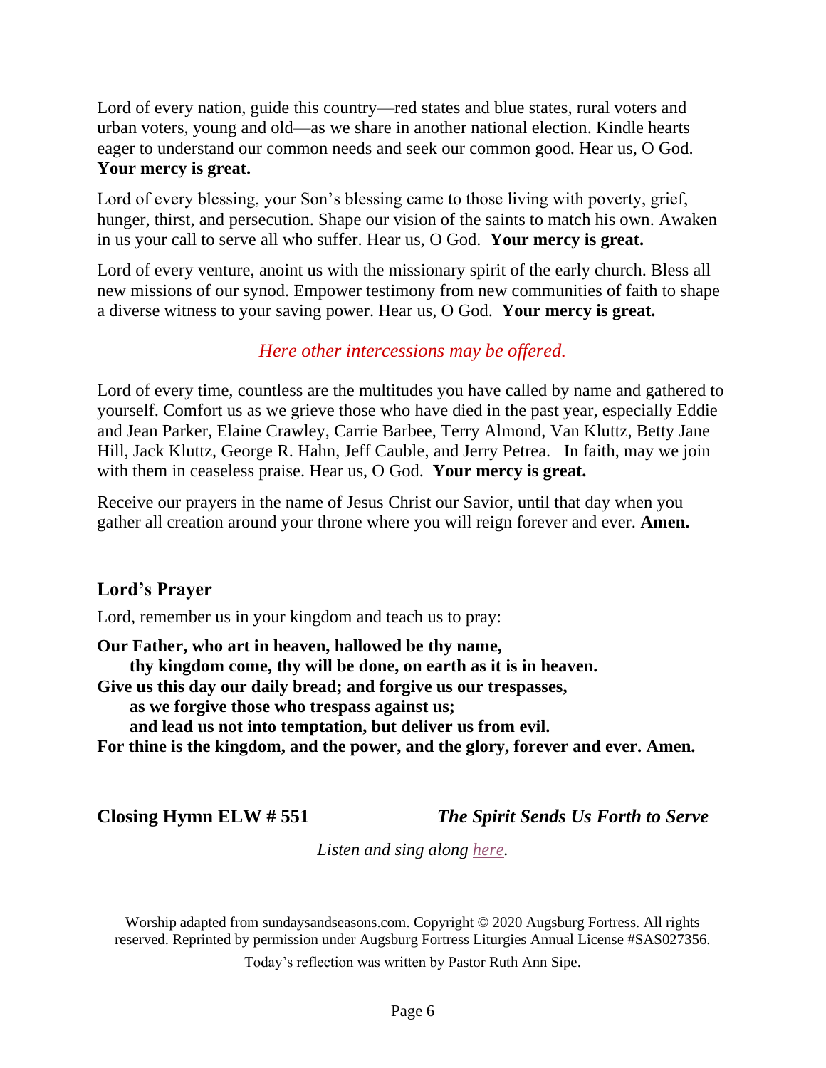Lord of every nation, guide this country—red states and blue states, rural voters and urban voters, young and old—as we share in another national election. Kindle hearts eager to understand our common needs and seek our common good. Hear us, O God. **Your mercy is great.**

Lord of every blessing, your Son's blessing came to those living with poverty, grief, hunger, thirst, and persecution. Shape our vision of the saints to match his own. Awaken in us your call to serve all who suffer. Hear us, O God. **Your mercy is great.**

Lord of every venture, anoint us with the missionary spirit of the early church. Bless all new missions of our synod. Empower testimony from new communities of faith to shape a diverse witness to your saving power. Hear us, O God. **Your mercy is great.**

*Here other intercessions may be offered.*

Lord of every time, countless are the multitudes you have called by name and gathered to yourself. Comfort us as we grieve those who have died in the past year, especially Eddie and Jean Parker, Elaine Crawley, Carrie Barbee, Terry Almond, Van Kluttz, Betty Jane Hill, Jack Kluttz, George R. Hahn, Jeff Cauble, and Jerry Petrea. In faith, may we join with them in ceaseless praise. Hear us, O God. **Your mercy is great.**

Receive our prayers in the name of Jesus Christ our Savior, until that day when you gather all creation around your throne where you will reign forever and ever. **Amen.**

## Lord's Prayer

Lord, remember us in your kingdom and teach us to pray:

**Our Father, who art in heaven, hallowed be thy name,**  
**thy kingdom come, thy will be done, on earth as it is in heaven.**  
**Give us this day our daily bread; and forgive us our trespasses,**  
**as we forgive those who trespass against us;**  
**and lead us not into temptation, but deliver us from evil.**  
**For thine is the kingdom, and the power, and the glory, forever and ever. Amen.**

**Closing Hymn ELW # 551** *The Spirit Sends Us Forth to Serve*

*Listen and sing along here.*

Worship adapted from sundaysandseasons.com. Copyright © 2020 Augsburg Fortress. All rights reserved. Reprinted by permission under Augsburg Fortress Liturgies Annual License #SAS027356.

Today's reflection was written by Pastor Ruth Ann Sipe.